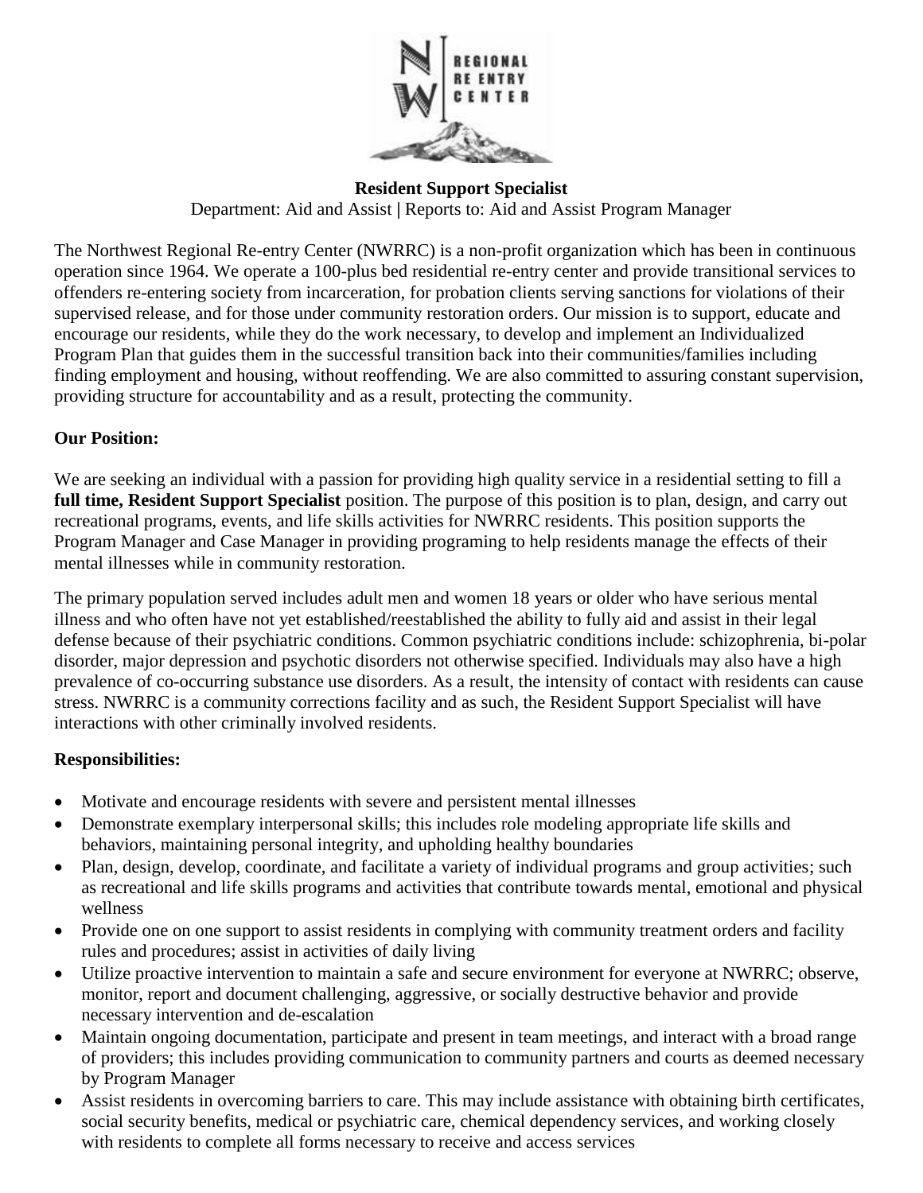# Resident Support Specialist

Department: Aid and Assist | Reports to: Aid and Assist Program Manager

The Northwest Regional Re-entry Center (NWRRC) is a non-profit organization which has been in continuous operation since 1964. We operate a 100-plus bed residential re-entry center and provide transitional services to offenders re-entering society from incarceration, for probation clients serving sanctions for violations of their supervised release, and for those under community restoration orders. Our mission is to support, educate and encourage our residents, while they do the work necessary, to develop and implement an Individualized Program Plan that guides them in the successful transition back into their communities/families including finding employment and housing, without reoffending. We are also committed to assuring constant supervision, providing structure for accountability and as a result, protecting the community.

## Our Position:

We are seeking an individual with a passion for providing high quality service in a residential setting to fill a **full time, Resident Support Specialist** position. The purpose of this position is to plan, design, and carry out recreational programs, events, and life skills activities for NWRRC residents. This position supports the Program Manager and Case Manager in providing programing to help residents manage the effects of their mental illnesses while in community restoration.

The primary population served includes adult men and women 18 years or older who have serious mental illness and who often have not yet established/reestablished the ability to fully aid and assist in their legal defense because of their psychiatric conditions. Common psychiatric conditions include: schizophrenia, bi-polar disorder, major depression and psychotic disorders not otherwise specified. Individuals may also have a high prevalence of co-occurring substance use disorders. As a result, the intensity of contact with residents can cause stress. NWRRC is a community corrections facility and as such, the Resident Support Specialist will have interactions with other criminally involved residents.

## Responsibilities:

- Motivate and encourage residents with severe and persistent mental illnesses
- Demonstrate exemplary interpersonal skills; this includes role modeling appropriate life skills and behaviors, maintaining personal integrity, and upholding healthy boundaries
- Plan, design, develop, coordinate, and facilitate a variety of individual programs and group activities; such as recreational and life skills programs and activities that contribute towards mental, emotional and physical wellness
- Provide one on one support to assist residents in complying with community treatment orders and facility rules and procedures; assist in activities of daily living
- Utilize proactive intervention to maintain a safe and secure environment for everyone at NWRRC; observe, monitor, report and document challenging, aggressive, or socially destructive behavior and provide necessary intervention and de-escalation
- Maintain ongoing documentation, participate and present in team meetings, and interact with a broad range of providers; this includes providing communication to community partners and courts as deemed necessary by Program Manager
- Assist residents in overcoming barriers to care. This may include assistance with obtaining birth certificates, social security benefits, medical or psychiatric care, chemical dependency services, and working closely with residents to complete all forms necessary to receive and access services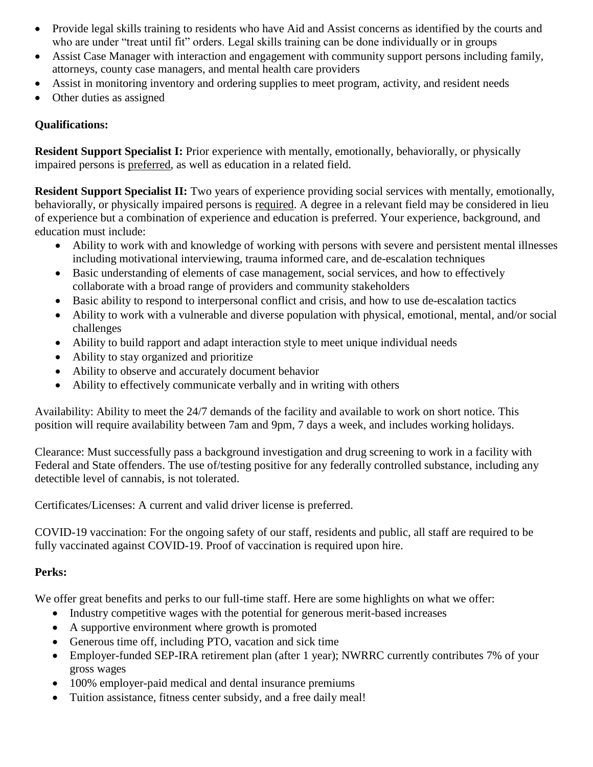- Provide legal skills training to residents who have Aid and Assist concerns as identified by the courts and who are under "treat until fit" orders. Legal skills training can be done individually or in groups
- Assist Case Manager with interaction and engagement with community support persons including family, attorneys, county case managers, and mental health care providers
- Assist in monitoring inventory and ordering supplies to meet program, activity, and resident needs
- Other duties as assigned

**Qualifications:**

**Resident Support Specialist I:** Prior experience with mentally, emotionally, behaviorally, or physically impaired persons is preferred, as well as education in a related field.

**Resident Support Specialist II:** Two years of experience providing social services with mentally, emotionally, behaviorally, or physically impaired persons is required. A degree in a relevant field may be considered in lieu of experience but a combination of experience and education is preferred. Your experience, background, and education must include:

- Ability to work with and knowledge of working with persons with severe and persistent mental illnesses including motivational interviewing, trauma informed care, and de-escalation techniques
- Basic understanding of elements of case management, social services, and how to effectively collaborate with a broad range of providers and community stakeholders
- Basic ability to respond to interpersonal conflict and crisis, and how to use de-escalation tactics
- Ability to work with a vulnerable and diverse population with physical, emotional, mental, and/or social challenges
- Ability to build rapport and adapt interaction style to meet unique individual needs
- Ability to stay organized and prioritize
- Ability to observe and accurately document behavior
- Ability to effectively communicate verbally and in writing with others

Availability: Ability to meet the 24/7 demands of the facility and available to work on short notice. This position will require availability between 7am and 9pm, 7 days a week, and includes working holidays.

Clearance: Must successfully pass a background investigation and drug screening to work in a facility with Federal and State offenders. The use of/testing positive for any federally controlled substance, including any detectible level of cannabis, is not tolerated.

Certificates/Licenses: A current and valid driver license is preferred.

COVID-19 vaccination: For the ongoing safety of our staff, residents and public, all staff are required to be fully vaccinated against COVID-19. Proof of vaccination is required upon hire.

**Perks:**

We offer great benefits and perks to our full-time staff. Here are some highlights on what we offer:

- Industry competitive wages with the potential for generous merit-based increases
- A supportive environment where growth is promoted
- Generous time off, including PTO, vacation and sick time
- Employer-funded SEP-IRA retirement plan (after 1 year); NWRRC currently contributes 7% of your gross wages
- 100% employer-paid medical and dental insurance premiums
- Tuition assistance, fitness center subsidy, and a free daily meal!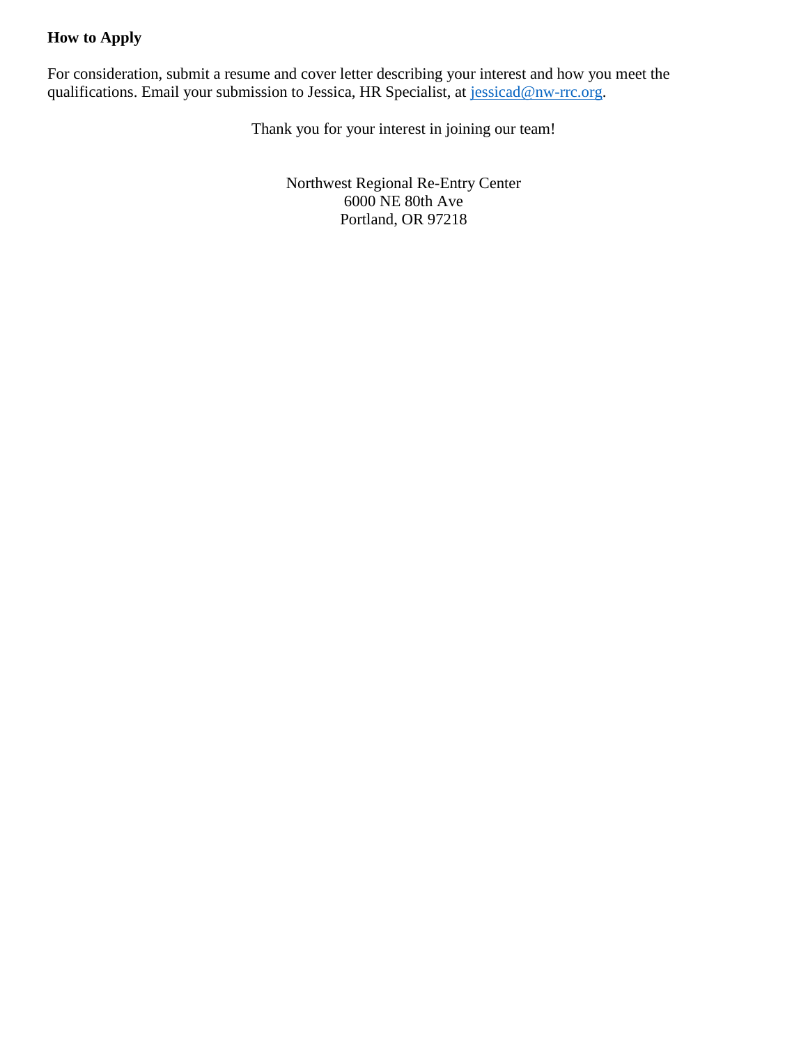**How to Apply**

For consideration, submit a resume and cover letter describing your interest and how you meet the qualifications. Email your submission to Jessica, HR Specialist, at jessicad@nw-rrc.org.

Thank you for your interest in joining our team!

Northwest Regional Re-Entry Center
6000 NE 80th Ave
Portland, OR 97218